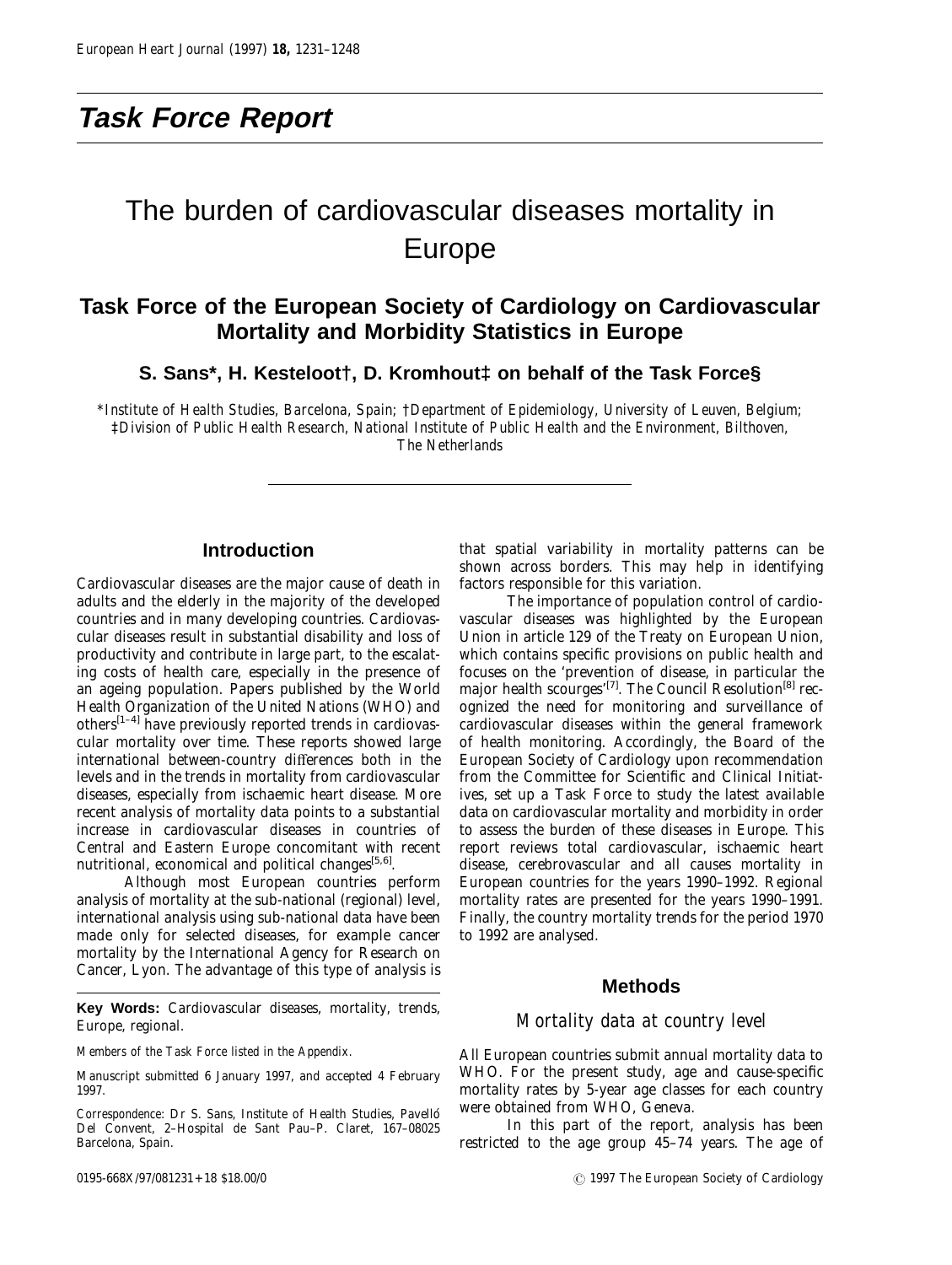## Task Force Report

# The burden of cardiovascular diseases mortality in Europe

## Task Force of the European Society of Cardiology on Cardiovascular Mortality and Morbidity Statistics in Europe

**S. Sans\*, H. Kesteloot†, D. Kromhout‡ on behalf of the Task Force§**

*\*Institute of Health Studies, Barcelona, Spain; †Department of Epidemiology, University of Leuven, Belgium; ‡Division of Public Health Research, National Institute of Public Health and the Environment, Bilthoven, The Netherlands*

### Introduction

Cardiovascular diseases are the major cause of death in adults and the elderly in the majority of the developed countries and in many developing countries. Cardiovascular diseases result in substantial disability and loss of productivity and contribute in large part, to the escalating costs of health care, especially in the presence of an ageing population. Papers published by the World Health Organization of the United Nations (WHO) and others[1–4] have previously reported trends in cardiovascular mortality over time. These reports showed large international between-country differences both in the levels and in the trends in mortality from cardiovascular diseases, especially from ischaemic heart disease. More recent analysis of mortality data points to a substantial increase in cardiovascular diseases in countries of Central and Eastern Europe concomitant with recent nutritional, economical and political changes[5,6].

Although most European countries perform analysis of mortality at the sub-national (regional) level, international analysis using sub-national data have been made only for selected diseases, for example cancer mortality by the International Agency for Research on Cancer, Lyon. The advantage of this type of analysis is that spatial variability in mortality patterns can be shown across borders. This may help in identifying factors responsible for this variation.

The importance of population control of cardiovascular diseases was highlighted by the European Union in article 129 of the Treaty on European Union, which contains specific provisions on public health and focuses on the 'prevention of disease, in particular the major health scourges'[7]. The Council Resolution[8] recognized the need for monitoring and surveillance of cardiovascular diseases within the general framework of health monitoring. Accordingly, the Board of the European Society of Cardiology upon recommendation from the Committee for Scientific and Clinical Initiatives, set up a Task Force to study the latest available data on cardiovascular mortality and morbidity in order to assess the burden of these diseases in Europe. This report reviews total cardiovascular, ischaemic heart disease, cerebrovascular and all causes mortality in European countries for the years 1990–1992. Regional mortality rates are presented for the years 1990–1991. Finally, the country mortality trends for the period 1970 to 1992 are analysed.

**Key Words:** Cardiovascular diseases, mortality, trends, Europe, regional.

*Members of the Task Force listed in the Appendix.*

Manuscript submitted 6 January 1997, and accepted 4 February 1997.

*Correspondence:* Dr S. Sans, Institute of Health Studies, Pavelló Del Convent, 2–Hospital de Sant Pau–P. Claret, 167–08025 Barcelona, Spain.

### Methods

#### Mortality data at country level

All European countries submit annual mortality data to WHO. For the present study, age and cause-specific mortality rates by 5-year age classes for each country were obtained from WHO, Geneva.

In this part of the report, analysis has been restricted to the age group 45–74 years. The age of

0195-668X/97/081231+18 $18.00/0 © 1997 The European Society of Cardiology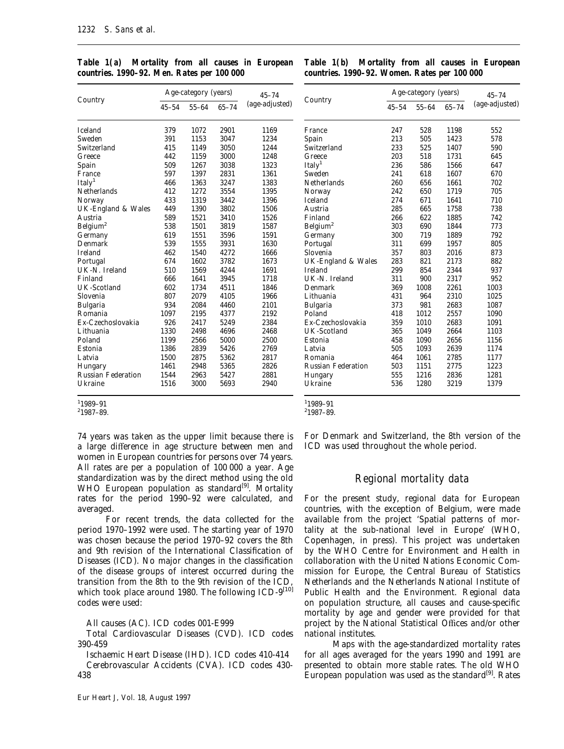**Table 1(a) Mortality from all causes in European countries. 1990–92. Men. Rates per 100 000**

| Country | Age-category (years) | | | 45–74 |
|---|---|---|---|---|
| | 45–54 | 55–64 | 65–74 | (age-adjusted) |
| Iceland | 379 | 1072 | 2901 | 1169 |
| Sweden | 391 | 1153 | 3047 | 1234 |
| Switzerland | 415 | 1149 | 3050 | 1244 |
| Greece | 442 | 1159 | 3000 | 1248 |
| Spain | 509 | 1267 | 3038 | 1323 |
| France | 597 | 1397 | 2831 | 1361 |
| Italy[1] | 466 | 1363 | 3247 | 1383 |
| Netherlands | 412 | 1272 | 3554 | 1395 |
| Norway | 433 | 1319 | 3442 | 1396 |
| UK-England & Wales | 449 | 1390 | 3802 | 1506 |
| Austria | 589 | 1521 | 3410 | 1526 |
| Belgium[2] | 538 | 1501 | 3819 | 1587 |
| Germany | 619 | 1551 | 3596 | 1591 |
| Denmark | 539 | 1555 | 3931 | 1630 |
| Ireland | 462 | 1540 | 4272 | 1666 |
| Portugal | 674 | 1602 | 3782 | 1673 |
| UK-N. Ireland | 510 | 1569 | 4244 | 1691 |
| Finland | 666 | 1641 | 3945 | 1718 |
| UK-Scotland | 602 | 1734 | 4511 | 1846 |
| Slovenia | 807 | 2079 | 4105 | 1966 |
| Bulgaria | 934 | 2084 | 4460 | 2101 |
| Romania | 1097 | 2195 | 4377 | 2192 |
| Ex-Czechoslovakia | 926 | 2417 | 5249 | 2384 |
| Lithuania | 1330 | 2498 | 4696 | 2468 |
| Poland | 1199 | 2566 | 5000 | 2500 |
| Estonia | 1386 | 2839 | 5426 | 2769 |
| Latvia | 1500 | 2875 | 5362 | 2817 |
| Hungary | 1461 | 2948 | 5365 | 2826 |
| Russian Federation | 1544 | 2963 | 5427 | 2881 |
| Ukraine | 1516 | 3000 | 5693 | 2940 |

[1]1989–91
[2]1987–89.

**Table 1(b) Mortality from all causes in European countries. 1990–92. Women. Rates per 100 000**

| Country | Age-category (years) | | | 45–74 |
|---|---|---|---|---|
| | 45–54 | 55–64 | 65–74 | (age-adjusted) |
| France | 247 | 528 | 1198 | 552 |
| Spain | 213 | 505 | 1423 | 578 |
| Switzerland | 233 | 525 | 1407 | 590 |
| Greece | 203 | 518 | 1731 | 645 |
| Italy[1] | 236 | 586 | 1566 | 647 |
| Sweden | 241 | 618 | 1607 | 670 |
| Netherlands | 260 | 656 | 1661 | 702 |
| Norway | 242 | 650 | 1719 | 705 |
| Iceland | 274 | 671 | 1641 | 710 |
| Austria | 285 | 665 | 1758 | 738 |
| Finland | 266 | 622 | 1885 | 742 |
| Belgium[2] | 303 | 690 | 1844 | 773 |
| Germany | 300 | 719 | 1889 | 792 |
| Portugal | 311 | 699 | 1957 | 805 |
| Slovenia | 357 | 803 | 2016 | 873 |
| UK-England & Wales | 283 | 821 | 2173 | 882 |
| Ireland | 299 | 854 | 2344 | 937 |
| UK-N. Ireland | 311 | 900 | 2317 | 952 |
| Denmark | 369 | 1008 | 2261 | 1003 |
| Lithuania | 431 | 964 | 2310 | 1025 |
| Bulgaria | 373 | 981 | 2683 | 1087 |
| Poland | 418 | 1012 | 2557 | 1090 |
| Ex-Czechoslovakia | 359 | 1010 | 2683 | 1091 |
| UK-Scotland | 365 | 1049 | 2664 | 1103 |
| Estonia | 458 | 1090 | 2656 | 1156 |
| Latvia | 505 | 1093 | 2639 | 1174 |
| Romania | 464 | 1061 | 2785 | 1177 |
| Russian Federation | 503 | 1151 | 2775 | 1223 |
| Hungary | 555 | 1216 | 2836 | 1281 |
| Ukraine | 536 | 1280 | 3219 | 1379 |

[1]1989–91
[2]1987–89.

74 years was taken as the upper limit because there is a large difference in age structure between men and women in European countries for persons over 74 years. All rates are per a population of 100 000 a year. Age standardization was by the direct method using the old WHO European population as standard[9]. Mortality rates for the period 1990–92 were calculated, and averaged.

For recent trends, the data collected for the period 1970–1992 were used. The starting year of 1970 was chosen because the period 1970–92 covers the 8th and 9th revision of the International Classification of Diseases (ICD). No major changes in the classification of the disease groups of interest occurred during the transition from the 8th to the 9th revision of the ICD, which took place around 1980. The following ICD-9[10] codes were used:

All causes (AC). ICD codes 001-E999

Total Cardiovascular Diseases (CVD). ICD codes 390-459

Ischaemic Heart Disease (IHD). ICD codes 410-414

Cerebrovascular Accidents (CVA). ICD codes 430-438

For Denmark and Switzerland, the 8th version of the ICD was used throughout the whole period.

## Regional mortality data

For the present study, regional data for European countries, with the exception of Belgium, were made available from the project 'Spatial patterns of mortality at the sub-national level in Europe' (WHO, Copenhagen, in press). This project was undertaken by the WHO Centre for Environment and Health in collaboration with the United Nations Economic Commission for Europe, the Central Bureau of Statistics Netherlands and the Netherlands National Institute of Public Health and the Environment. Regional data on population structure, all causes and cause-specific mortality by age and gender were provided for that project by the National Statistical Offices and/or other national institutes.

Maps with the age-standardized mortality rates for all ages averaged for the years 1990 and 1991 are presented to obtain more stable rates. The old WHO European population was used as the standard[9]. Rates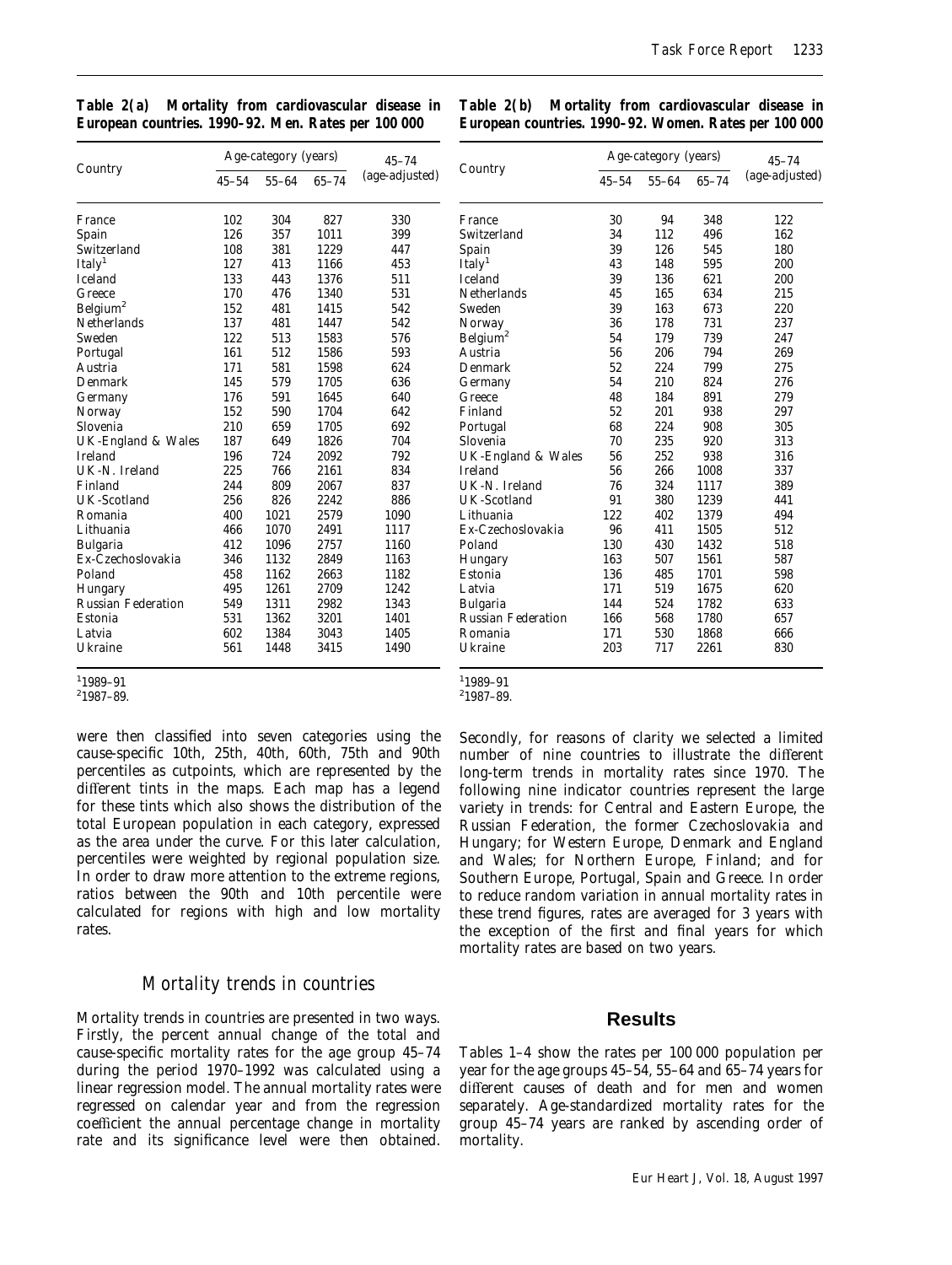**Table 2(a) Mortality from cardiovascular disease in European countries. 1990–92. Men. Rates per 100 000**

| Country | Age-category (years) | | | 45–74 (age-adjusted) |
|---|---|---|---|---|
| | 45–54 | 55–64 | 65–74 | |
| France | 102 | 304 | 827 | 330 |
| Spain | 126 | 357 | 1011 | 399 |
| Switzerland | 108 | 381 | 1229 | 447 |
| Italy[1] | 127 | 413 | 1166 | 453 |
| Iceland | 133 | 443 | 1376 | 511 |
| Greece | 170 | 476 | 1340 | 531 |
| Belgium[2] | 152 | 481 | 1415 | 542 |
| Netherlands | 137 | 481 | 1447 | 542 |
| Sweden | 122 | 513 | 1583 | 576 |
| Portugal | 161 | 512 | 1586 | 593 |
| Austria | 171 | 581 | 1598 | 624 |
| Denmark | 145 | 579 | 1705 | 636 |
| Germany | 176 | 591 | 1645 | 640 |
| Norway | 152 | 590 | 1704 | 642 |
| Slovenia | 210 | 659 | 1705 | 692 |
| UK-England & Wales | 187 | 649 | 1826 | 704 |
| Ireland | 196 | 724 | 2092 | 792 |
| UK-N. Ireland | 225 | 766 | 2161 | 834 |
| Finland | 244 | 809 | 2067 | 837 |
| UK-Scotland | 256 | 826 | 2242 | 886 |
| Romania | 400 | 1021 | 2579 | 1090 |
| Lithuania | 466 | 1070 | 2491 | 1117 |
| Bulgaria | 412 | 1096 | 2757 | 1160 |
| Ex-Czechoslovakia | 346 | 1132 | 2849 | 1163 |
| Poland | 458 | 1162 | 2663 | 1182 |
| Hungary | 495 | 1261 | 2709 | 1242 |
| Russian Federation | 549 | 1311 | 2982 | 1343 |
| Estonia | 531 | 1362 | 3201 | 1401 |
| Latvia | 602 | 1384 | 3043 | 1405 |
| Ukraine | 561 | 1448 | 3415 | 1490 |

[1]1989–91
[2]1987–89.

**Table 2(b) Mortality from cardiovascular disease in European countries. 1990–92. Women. Rates per 100 000**

| Country | Age-category (years) | | | 45–74 (age-adjusted) |
|---|---|---|---|---|
| | 45–54 | 55–64 | 65–74 | |
| France | 30 | 94 | 348 | 122 |
| Switzerland | 34 | 112 | 496 | 162 |
| Spain | 39 | 126 | 545 | 180 |
| Italy[1] | 43 | 148 | 595 | 200 |
| Iceland | 39 | 136 | 621 | 200 |
| Netherlands | 45 | 165 | 634 | 215 |
| Sweden | 39 | 163 | 673 | 220 |
| Norway | 36 | 178 | 731 | 237 |
| Belgium[2] | 54 | 179 | 739 | 247 |
| Austria | 56 | 206 | 794 | 269 |
| Denmark | 52 | 224 | 799 | 275 |
| Germany | 54 | 210 | 824 | 276 |
| Greece | 48 | 184 | 891 | 279 |
| Finland | 52 | 201 | 938 | 297 |
| Portugal | 68 | 224 | 908 | 305 |
| Slovenia | 70 | 235 | 920 | 313 |
| UK-England & Wales | 56 | 252 | 938 | 316 |
| Ireland | 56 | 266 | 1008 | 337 |
| UK-N. Ireland | 76 | 324 | 1117 | 389 |
| UK-Scotland | 91 | 380 | 1239 | 441 |
| Lithuania | 122 | 402 | 1379 | 494 |
| Ex-Czechoslovakia | 96 | 411 | 1505 | 512 |
| Poland | 130 | 430 | 1432 | 518 |
| Hungary | 163 | 507 | 1561 | 587 |
| Estonia | 136 | 485 | 1701 | 598 |
| Latvia | 171 | 519 | 1675 | 620 |
| Bulgaria | 144 | 524 | 1782 | 633 |
| Russian Federation | 166 | 568 | 1780 | 657 |
| Romania | 171 | 530 | 1868 | 666 |
| Ukraine | 203 | 717 | 2261 | 830 |

[1]1989–91
[2]1987–89.

were then classified into seven categories using the cause-specific 10th, 25th, 40th, 60th, 75th and 90th percentiles as cutpoints, which are represented by the different tints in the maps. Each map has a legend for these tints which also shows the distribution of the total European population in each category, expressed as the area under the curve. For this later calculation, percentiles were weighted by regional population size. In order to draw more attention to the extreme regions, ratios between the 90th and 10th percentile were calculated for regions with high and low mortality rates.

### Mortality trends in countries

Mortality trends in countries are presented in two ways. Firstly, the percent annual change of the total and cause-specific mortality rates for the age group 45–74 during the period 1970–1992 was calculated using a linear regression model. The annual mortality rates were regressed on calendar year and from the regression coefficient the annual percentage change in mortality rate and its significance level were then obtained. Secondly, for reasons of clarity we selected a limited number of nine countries to illustrate the different long-term trends in mortality rates since 1970. The following nine indicator countries represent the large variety in trends: for Central and Eastern Europe, the Russian Federation, the former Czechoslovakia and Hungary; for Western Europe, Denmark and England and Wales; for Northern Europe, Finland; and for Southern Europe, Portugal, Spain and Greece. In order to reduce random variation in annual mortality rates in these trend figures, rates are averaged for 3 years with the exception of the first and final years for which mortality rates are based on two years.

## Results

Tables 1–4 show the rates per 100 000 population per year for the age groups 45–54, 55–64 and 65–74 years for different causes of death and for men and women separately. Age-standardized mortality rates for the group 45–74 years are ranked by ascending order of mortality.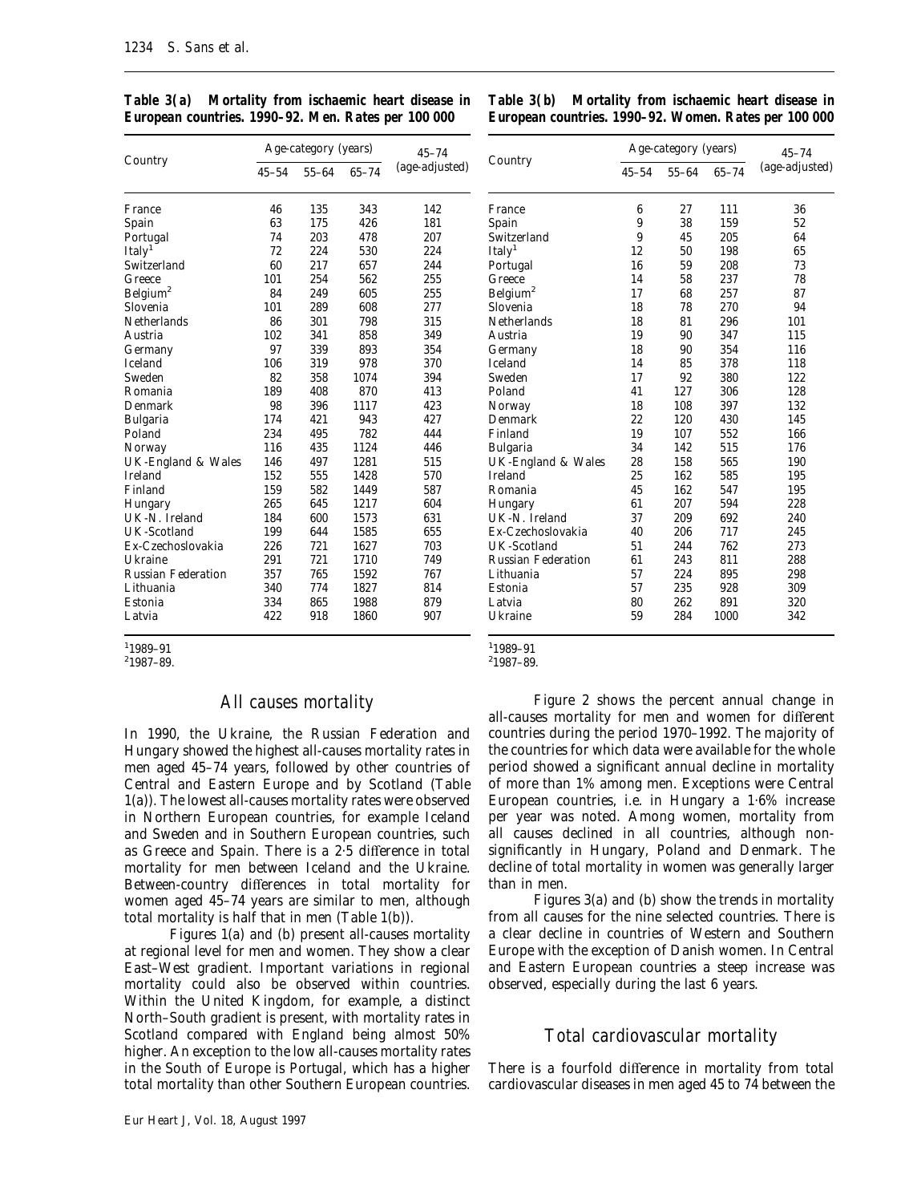**Table 3(a) Mortality from ischaemic heart disease in European countries. 1990–92. Men. Rates per 100 000**

| Country | Age-category (years) | | | 45–74 (age-adjusted) |
|---|---|---|---|---|
| | 45–54 | 55–64 | 65–74 | |
| France | 46 | 135 | 343 | 142 |
| Spain | 63 | 175 | 426 | 181 |
| Portugal | 74 | 203 | 478 | 207 |
| Italy[1] | 72 | 224 | 530 | 224 |
| Switzerland | 60 | 217 | 657 | 244 |
| Greece | 101 | 254 | 562 | 255 |
| Belgium[2] | 84 | 249 | 605 | 255 |
| Slovenia | 101 | 289 | 608 | 277 |
| Netherlands | 86 | 301 | 798 | 315 |
| Austria | 102 | 341 | 858 | 349 |
| Germany | 97 | 339 | 893 | 354 |
| Iceland | 106 | 319 | 978 | 370 |
| Sweden | 82 | 358 | 1074 | 394 |
| Romania | 189 | 408 | 870 | 413 |
| Denmark | 98 | 396 | 1117 | 423 |
| Bulgaria | 174 | 421 | 943 | 427 |
| Poland | 234 | 495 | 782 | 444 |
| Norway | 116 | 435 | 1124 | 446 |
| UK-England & Wales | 146 | 497 | 1281 | 515 |
| Ireland | 152 | 555 | 1428 | 570 |
| Finland | 159 | 582 | 1449 | 587 |
| Hungary | 265 | 645 | 1217 | 604 |
| UK-N. Ireland | 184 | 600 | 1573 | 631 |
| UK-Scotland | 199 | 644 | 1585 | 655 |
| Ex-Czechoslovakia | 226 | 721 | 1627 | 703 |
| Ukraine | 291 | 721 | 1710 | 749 |
| Russian Federation | 357 | 765 | 1592 | 767 |
| Lithuania | 340 | 774 | 1827 | 814 |
| Estonia | 334 | 865 | 1988 | 879 |
| Latvia | 422 | 918 | 1860 | 907 |

[1]1989–91
[2]1987–89.

**Table 3(b) Mortality from ischaemic heart disease in European countries. 1990–92. Women. Rates per 100 000**

| Country | Age-category (years) | | | 45–74 (age-adjusted) |
|---|---|---|---|---|
| | 45–54 | 55–64 | 65–74 | |
| France | 6 | 27 | 111 | 36 |
| Spain | 9 | 38 | 159 | 52 |
| Switzerland | 9 | 45 | 205 | 64 |
| Italy[1] | 12 | 50 | 198 | 65 |
| Portugal | 16 | 59 | 208 | 73 |
| Greece | 14 | 58 | 237 | 78 |
| Belgium[2] | 17 | 68 | 257 | 87 |
| Slovenia | 18 | 78 | 270 | 94 |
| Netherlands | 18 | 81 | 296 | 101 |
| Austria | 19 | 90 | 347 | 115 |
| Germany | 18 | 90 | 354 | 116 |
| Iceland | 14 | 85 | 378 | 118 |
| Sweden | 17 | 92 | 380 | 122 |
| Poland | 41 | 127 | 306 | 128 |
| Norway | 18 | 108 | 397 | 132 |
| Denmark | 22 | 120 | 430 | 145 |
| Finland | 19 | 107 | 552 | 166 |
| Bulgaria | 34 | 142 | 515 | 176 |
| UK-England & Wales | 28 | 158 | 565 | 190 |
| Ireland | 25 | 162 | 585 | 195 |
| Romania | 45 | 162 | 547 | 195 |
| Hungary | 61 | 207 | 594 | 228 |
| UK-N. Ireland | 37 | 209 | 692 | 240 |
| Ex-Czechoslovakia | 40 | 206 | 717 | 245 |
| UK-Scotland | 51 | 244 | 762 | 273 |
| Russian Federation | 61 | 243 | 811 | 288 |
| Lithuania | 57 | 224 | 895 | 298 |
| Estonia | 57 | 235 | 928 | 309 |
| Latvia | 80 | 262 | 891 | 320 |
| Ukraine | 59 | 284 | 1000 | 342 |

[1]1989–91
[2]1987–89.

## All causes mortality

In 1990, the Ukraine, the Russian Federation and Hungary showed the highest all-causes mortality rates in men aged 45–74 years, followed by other countries of Central and Eastern Europe and by Scotland (Table 1(a)). The lowest all-causes mortality rates were observed in Northern European countries, for example Iceland and Sweden and in Southern European countries, such as Greece and Spain. There is a 2·5 difference in total mortality for men between Iceland and the Ukraine. Between-country differences in total mortality for women aged 45–74 years are similar to men, although total mortality is half that in men (Table 1(b)).

Figures 1(a) and (b) present all-causes mortality at regional level for men and women. They show a clear East–West gradient. Important variations in regional mortality could also be observed within countries. Within the United Kingdom, for example, a distinct North–South gradient is present, with mortality rates in Scotland compared with England being almost 50% higher. An exception to the low all-causes mortality rates in the South of Europe is Portugal, which has a higher total mortality than other Southern European countries.

Figure 2 shows the percent annual change in all-causes mortality for men and women for different countries during the period 1970–1992. The majority of the countries for which data were available for the whole period showed a significant annual decline in mortality of more than 1% among men. Exceptions were Central European countries, i.e. in Hungary a 1·6% increase per year was noted. Among women, mortality from all causes declined in all countries, although non-significantly in Hungary, Poland and Denmark. The decline of total mortality in women was generally larger than in men.

Figures 3(a) and (b) show the trends in mortality from all causes for the nine selected countries. There is a clear decline in countries of Western and Southern Europe with the exception of Danish women. In Central and Eastern European countries a steep increase was observed, especially during the last 6 years.

## Total cardiovascular mortality

There is a fourfold difference in mortality from total cardiovascular diseases in men aged 45 to 74 between the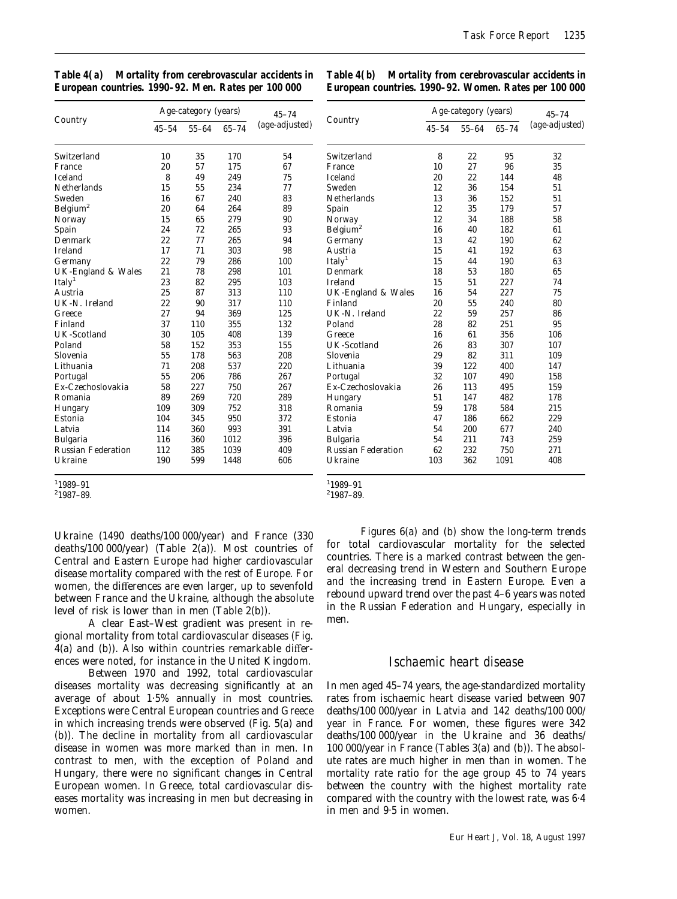**Table 4(a) Mortality from cerebrovascular accidents in European countries. 1990–92. Men. Rates per 100 000**

| Country | Age-category (years) | | | 45–74 (age-adjusted) |
|---|---|---|---|---|
| | 45–54 | 55–64 | 65–74 | |
| Switzerland | 10 | 35 | 170 | 54 |
| France | 20 | 57 | 175 | 67 |
| Iceland | 8 | 49 | 249 | 75 |
| Netherlands | 15 | 55 | 234 | 77 |
| Sweden | 16 | 67 | 240 | 83 |
| Belgium[2] | 20 | 64 | 264 | 89 |
| Norway | 15 | 65 | 279 | 90 |
| Spain | 24 | 72 | 265 | 93 |
| Denmark | 22 | 77 | 265 | 94 |
| Ireland | 17 | 71 | 303 | 98 |
| Germany | 22 | 79 | 286 | 100 |
| UK-England & Wales | 21 | 78 | 298 | 101 |
| Italy[1] | 23 | 82 | 295 | 103 |
| Austria | 25 | 87 | 313 | 110 |
| UK-N. Ireland | 22 | 90 | 317 | 110 |
| Greece | 27 | 94 | 369 | 125 |
| Finland | 37 | 110 | 355 | 132 |
| UK-Scotland | 30 | 105 | 408 | 139 |
| Poland | 58 | 152 | 353 | 155 |
| Slovenia | 55 | 178 | 563 | 208 |
| Lithuania | 71 | 208 | 537 | 220 |
| Portugal | 55 | 206 | 786 | 267 |
| Ex-Czechoslovakia | 58 | 227 | 750 | 267 |
| Romania | 89 | 269 | 720 | 289 |
| Hungary | 109 | 309 | 752 | 318 |
| Estonia | 104 | 345 | 950 | 372 |
| Latvia | 114 | 360 | 993 | 391 |
| Bulgaria | 116 | 360 | 1012 | 396 |
| Russian Federation | 112 | 385 | 1039 | 409 |
| Ukraine | 190 | 599 | 1448 | 606 |

[1]1989–91
[2]1987–89.

**Table 4(b) Mortality from cerebrovascular accidents in European countries. 1990–92. Women. Rates per 100 000**

| Country | Age-category (years) | | | 45–74 (age-adjusted) |
|---|---|---|---|---|
| | 45–54 | 55–64 | 65–74 | |
| Switzerland | 8 | 22 | 95 | 32 |
| France | 10 | 27 | 96 | 35 |
| Iceland | 20 | 22 | 144 | 48 |
| Sweden | 12 | 36 | 154 | 51 |
| Netherlands | 13 | 36 | 152 | 51 |
| Spain | 12 | 35 | 179 | 57 |
| Norway | 12 | 34 | 188 | 58 |
| Belgium[2] | 16 | 40 | 182 | 61 |
| Germany | 13 | 42 | 190 | 62 |
| Austria | 15 | 41 | 192 | 63 |
| Italy[1] | 15 | 44 | 190 | 63 |
| Denmark | 18 | 53 | 180 | 65 |
| Ireland | 15 | 51 | 227 | 74 |
| UK-England & Wales | 16 | 54 | 227 | 75 |
| Finland | 20 | 55 | 240 | 80 |
| UK-N. Ireland | 22 | 59 | 257 | 86 |
| Poland | 28 | 82 | 251 | 95 |
| Greece | 16 | 61 | 356 | 106 |
| UK-Scotland | 26 | 83 | 307 | 107 |
| Slovenia | 29 | 82 | 311 | 109 |
| Lithuania | 39 | 122 | 400 | 147 |
| Portugal | 32 | 107 | 490 | 158 |
| Ex-Czechoslovakia | 26 | 113 | 495 | 159 |
| Hungary | 51 | 147 | 482 | 178 |
| Romania | 59 | 178 | 584 | 215 |
| Estonia | 47 | 186 | 662 | 229 |
| Latvia | 54 | 200 | 677 | 240 |
| Bulgaria | 54 | 211 | 743 | 259 |
| Russian Federation | 62 | 232 | 750 | 271 |
| Ukraine | 103 | 362 | 1091 | 408 |

[1]1989–91
[2]1987–89.

Ukraine (1490 deaths/100 000/year) and France (330 deaths/100 000/year) (Table 2(a)). Most countries of Central and Eastern Europe had higher cardiovascular disease mortality compared with the rest of Europe. For women, the differences are even larger, up to sevenfold between France and the Ukraine, although the absolute level of risk is lower than in men (Table 2(b)).

A clear East–West gradient was present in regional mortality from total cardiovascular diseases (Fig. 4(a) and (b)). Also within countries remarkable differences were noted, for instance in the United Kingdom.

Between 1970 and 1992, total cardiovascular diseases mortality was decreasing significantly at an average of about 1·5% annually in most countries. Exceptions were Central European countries and Greece in which increasing trends were observed (Fig. 5(a) and (b)). The decline in mortality from all cardiovascular disease in women was more marked than in men. In contrast to men, with the exception of Poland and Hungary, there were no significant changes in Central European women. In Greece, total cardiovascular diseases mortality was increasing in men but decreasing in women.

Figures 6(a) and (b) show the long-term trends for total cardiovascular mortality for the selected countries. There is a marked contrast between the general decreasing trend in Western and Southern Europe and the increasing trend in Eastern Europe. Even a rebound upward trend over the past 4–6 years was noted in the Russian Federation and Hungary, especially in men.

## Ischaemic heart disease

In men aged 45–74 years, the age-standardized mortality rates from ischaemic heart disease varied between 907 deaths/100 000/year in Latvia and 142 deaths/100 000/year in France. For women, these figures were 342 deaths/100 000/year in the Ukraine and 36 deaths/100 000/year in France (Tables 3(a) and (b)). The absolute rates are much higher in men than in women. The mortality rate ratio for the age group 45 to 74 years between the country with the highest mortality rate compared with the country with the lowest rate, was 6·4 in men and 9·5 in women.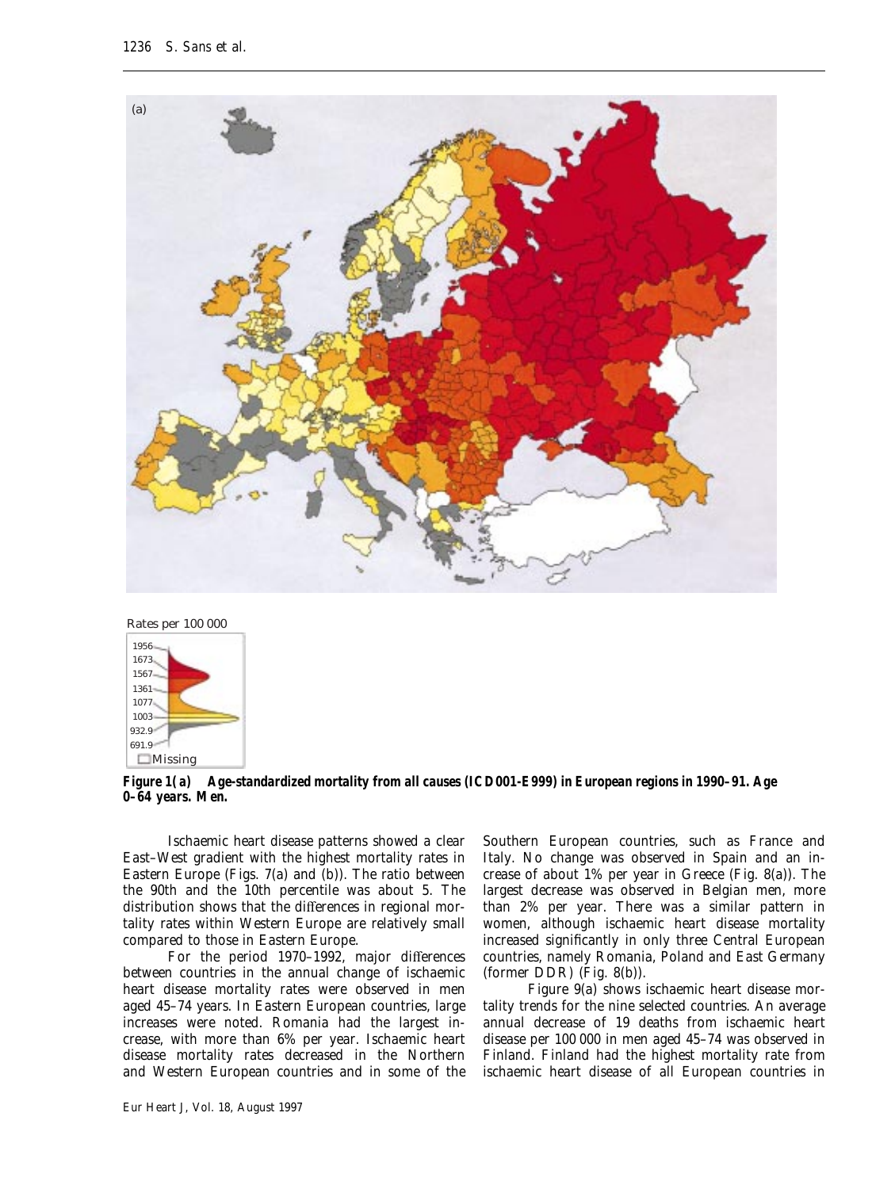**Figure 1(a) Age-standardized mortality from all causes (ICD001-E999) in European regions in 1990–91. Age 0–64 years. Men.**

Ischaemic heart disease patterns showed a clear East–West gradient with the highest mortality rates in Eastern Europe (Figs. 7(a) and (b)). The ratio between the 90th and the 10th percentile was about 5. The distribution shows that the differences in regional mortality rates within Western Europe are relatively small compared to those in Eastern Europe.

For the period 1970–1992, major differences between countries in the annual change of ischaemic heart disease mortality rates were observed in men aged 45–74 years. In Eastern European countries, large increases were noted. Romania had the largest increase, with more than 6% per year. Ischaemic heart disease mortality rates decreased in the Northern and Western European countries and in some of the Southern European countries, such as France and Italy. No change was observed in Spain and an increase of about 1% per year in Greece (Fig. 8(a)). The largest decrease was observed in Belgian men, more than 2% per year. There was a similar pattern in women, although ischaemic heart disease mortality increased significantly in only three Central European countries, namely Romania, Poland and East Germany (former DDR) (Fig. 8(b)).

Figure 9(a) shows ischaemic heart disease mortality trends for the nine selected countries. An average annual decrease of 19 deaths from ischaemic heart disease per 100 000 in men aged 45–74 was observed in Finland. Finland had the highest mortality rate from ischaemic heart disease of all European countries in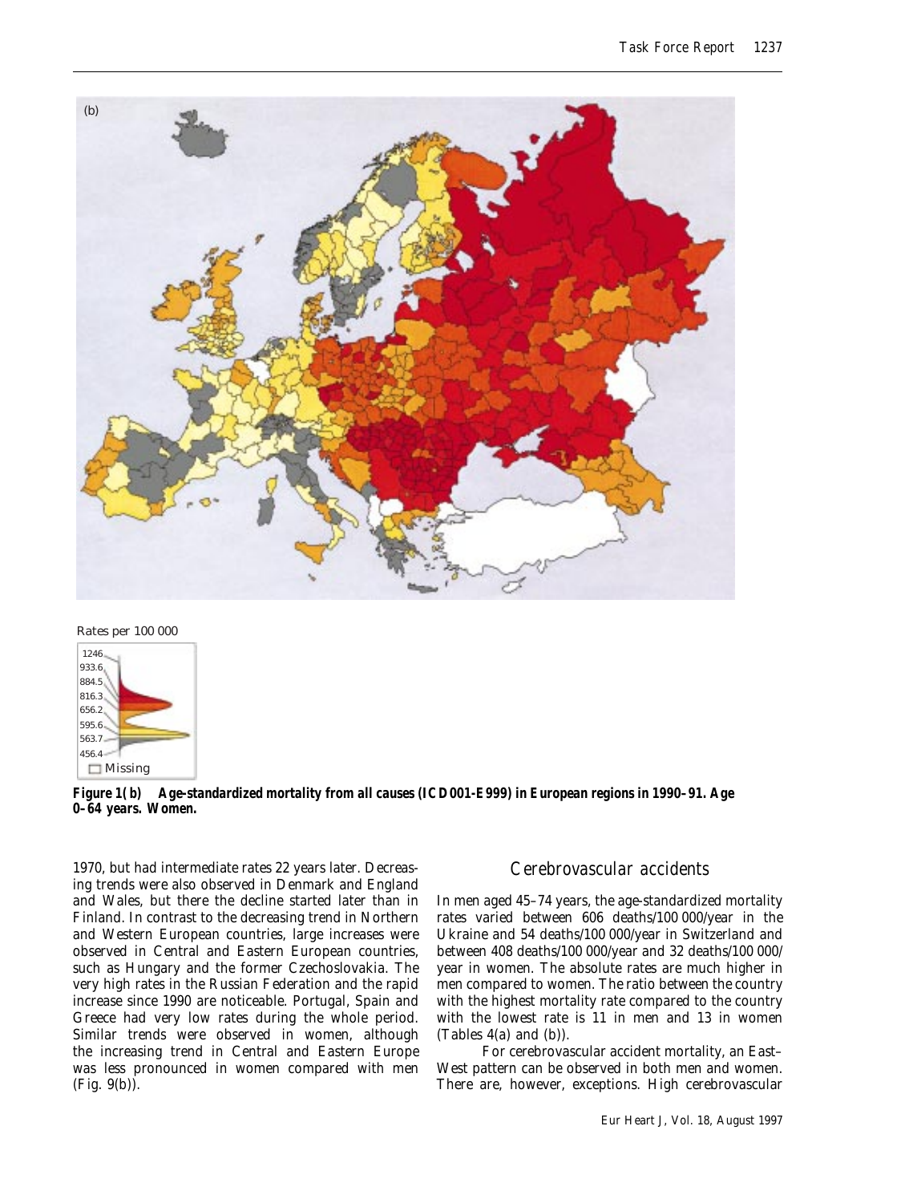(b)

Rates per 100 000

1246
933.6
884.5
816.3
656.2
595.6
563.7
456.4
Missing

**Figure 1(b) Age-standardized mortality from all causes (ICD001-E999) in European regions in 1990–91. Age 0–64 years. Women.**

1970, but had intermediate rates 22 years later. Decreasing trends were also observed in Denmark and England and Wales, but there the decline started later than in Finland. In contrast to the decreasing trend in Northern and Western European countries, large increases were observed in Central and Eastern European countries, such as Hungary and the former Czechoslovakia. The very high rates in the Russian Federation and the rapid increase since 1990 are noticeable. Portugal, Spain and Greece had very low rates during the whole period. Similar trends were observed in women, although the increasing trend in Central and Eastern Europe was less pronounced in women compared with men (Fig. 9(b)).

## Cerebrovascular accidents

In men aged 45–74 years, the age-standardized mortality rates varied between 606 deaths/100 000/year in the Ukraine and 54 deaths/100 000/year in Switzerland and between 408 deaths/100 000/year and 32 deaths/100 000/year in women. The absolute rates are much higher in men compared to women. The ratio between the country with the highest mortality rate compared to the country with the lowest rate is 11 in men and 13 in women (Tables 4(a) and (b)).

For cerebrovascular accident mortality, an East–West pattern can be observed in both men and women. There are, however, exceptions. High cerebrovascular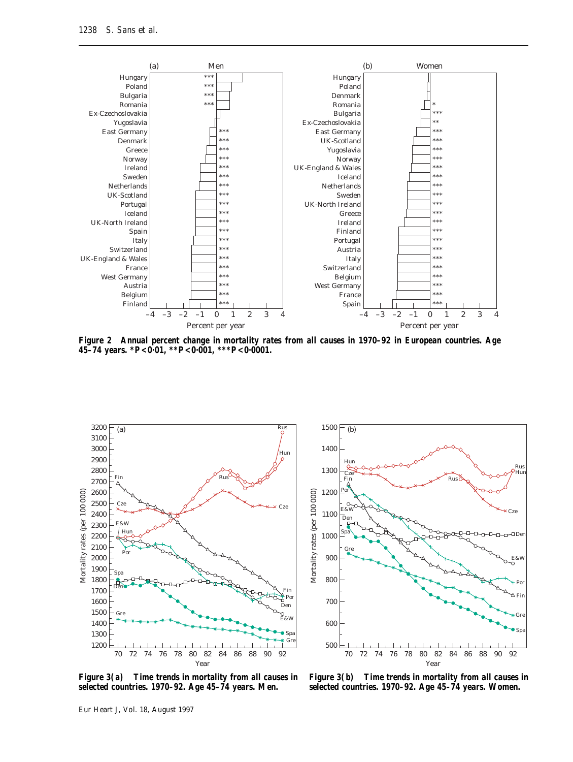**Figure 2 Annual percent change in mortality rates from all causes in 1970–92 in European countries. Age 45–74 years. *P<0·01, **P<0·001, ***P<0·0001.**

**Figure 3(a) Time trends in mortality from all causes in selected countries. 1970–92. Age 45–74 years. Men.**

**Figure 3(b) Time trends in mortality from all causes in selected countries. 1970–92. Age 45–74 years. Women.**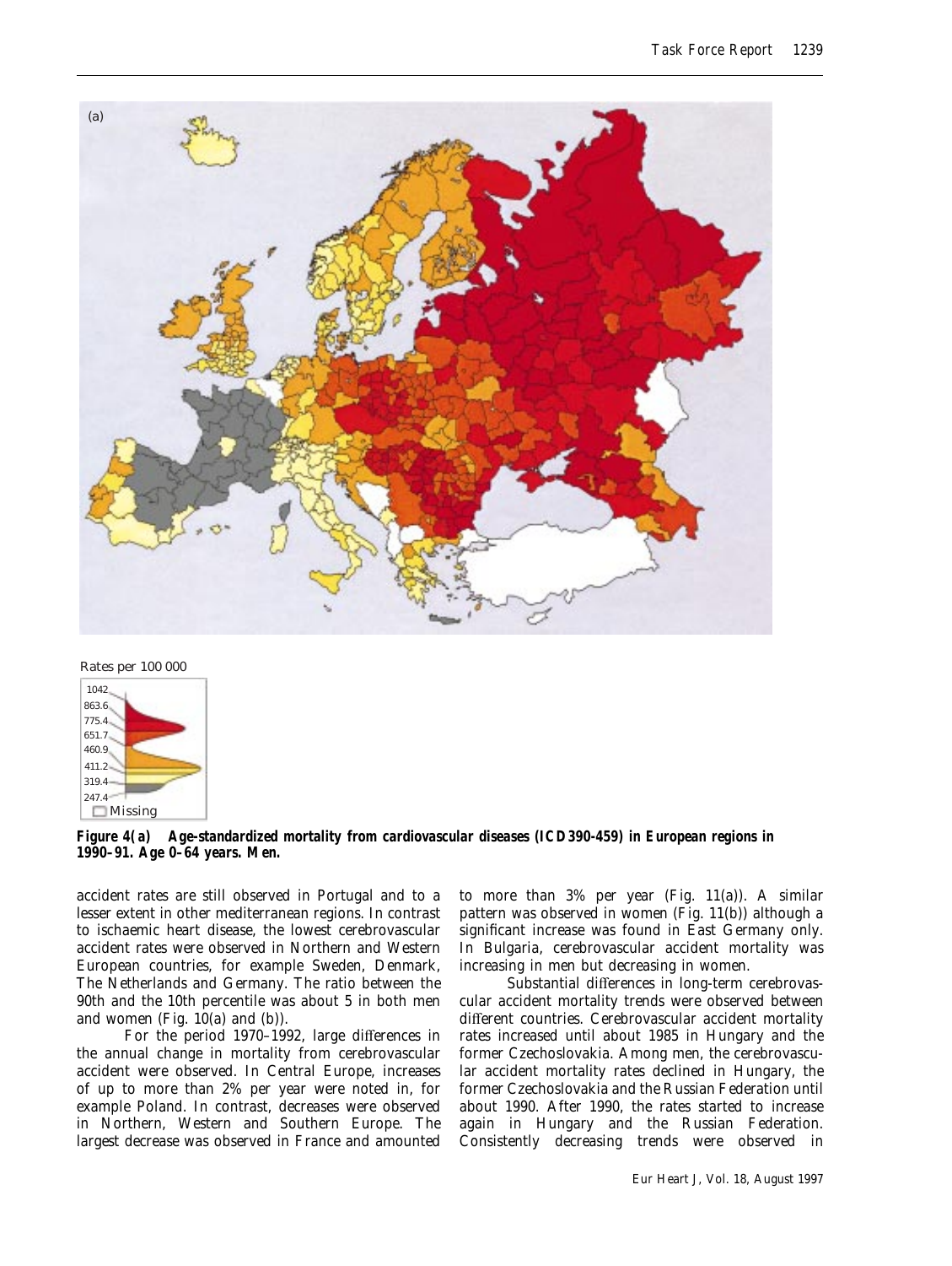(a)

Rates per 100 000

1042
863.6
775.4
651.7
460.9
411.2
319.4
247.4
Missing

**Figure 4(a) Age-standardized mortality from cardiovascular diseases (ICD390-459) in European regions in 1990–91. Age 0–64 years. Men.**

accident rates are still observed in Portugal and to a lesser extent in other mediterranean regions. In contrast to ischaemic heart disease, the lowest cerebrovascular accident rates were observed in Northern and Western European countries, for example Sweden, Denmark, The Netherlands and Germany. The ratio between the 90th and the 10th percentile was about 5 in both men and women (Fig. 10(a) and (b)).

For the period 1970–1992, large differences in the annual change in mortality from cerebrovascular accident were observed. In Central Europe, increases of up to more than 2% per year were noted in, for example Poland. In contrast, decreases were observed in Northern, Western and Southern Europe. The largest decrease was observed in France and amounted to more than 3% per year (Fig. 11(a)). A similar pattern was observed in women (Fig. 11(b)) although a significant increase was found in East Germany only. In Bulgaria, cerebrovascular accident mortality was increasing in men but decreasing in women.

Substantial differences in long-term cerebrovascular accident mortality trends were observed between different countries. Cerebrovascular accident mortality rates increased until about 1985 in Hungary and the former Czechoslovakia. Among men, the cerebrovascular accident mortality rates declined in Hungary, the former Czechoslovakia and the Russian Federation until about 1990. After 1990, the rates started to increase again in Hungary and the Russian Federation. Consistently decreasing trends were observed in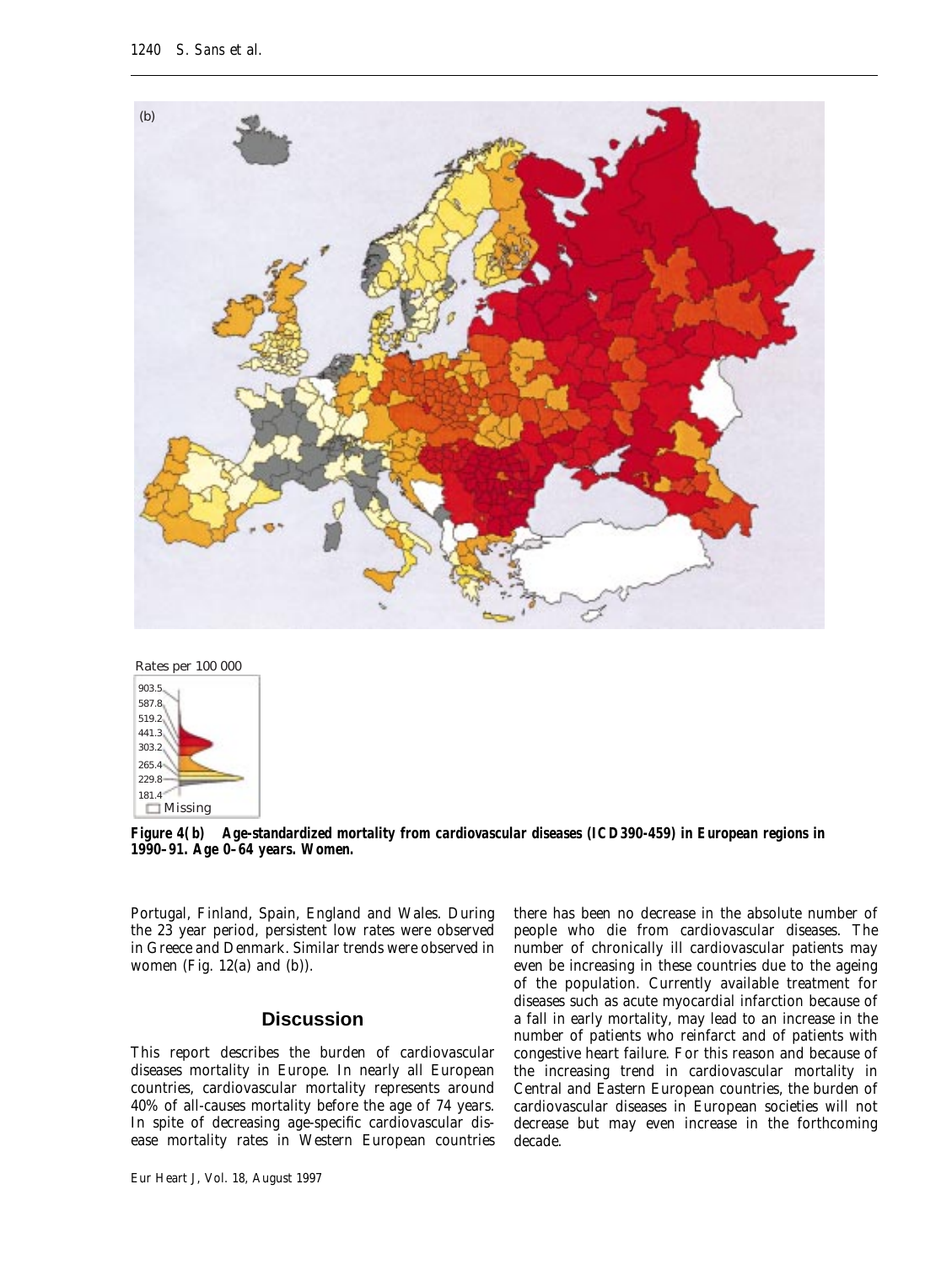(b)

Rates per 100 000

903.5
587.8
519.2
441.3
303.2
265.4
229.8
181.4
Missing

**Figure 4(b) Age-standardized mortality from cardiovascular diseases (ICD390-459) in European regions in 1990–91. Age 0–64 years. Women.**

Portugal, Finland, Spain, England and Wales. During the 23 year period, persistent low rates were observed in Greece and Denmark. Similar trends were observed in women (Fig. 12(a) and (b)).

## Discussion

This report describes the burden of cardiovascular diseases mortality in Europe. In nearly all European countries, cardiovascular mortality represents around 40% of all-causes mortality before the age of 74 years. In spite of decreasing age-specific cardiovascular disease mortality rates in Western European countries there has been no decrease in the absolute number of people who die from cardiovascular diseases. The number of chronically ill cardiovascular patients may even be increasing in these countries due to the ageing of the population. Currently available treatment for diseases such as acute myocardial infarction because of a fall in early mortality, may lead to an increase in the number of patients who reinfarct and of patients with congestive heart failure. For this reason and because of the increasing trend in cardiovascular mortality in Central and Eastern European countries, the burden of cardiovascular diseases in European societies will not decrease but may even increase in the forthcoming decade.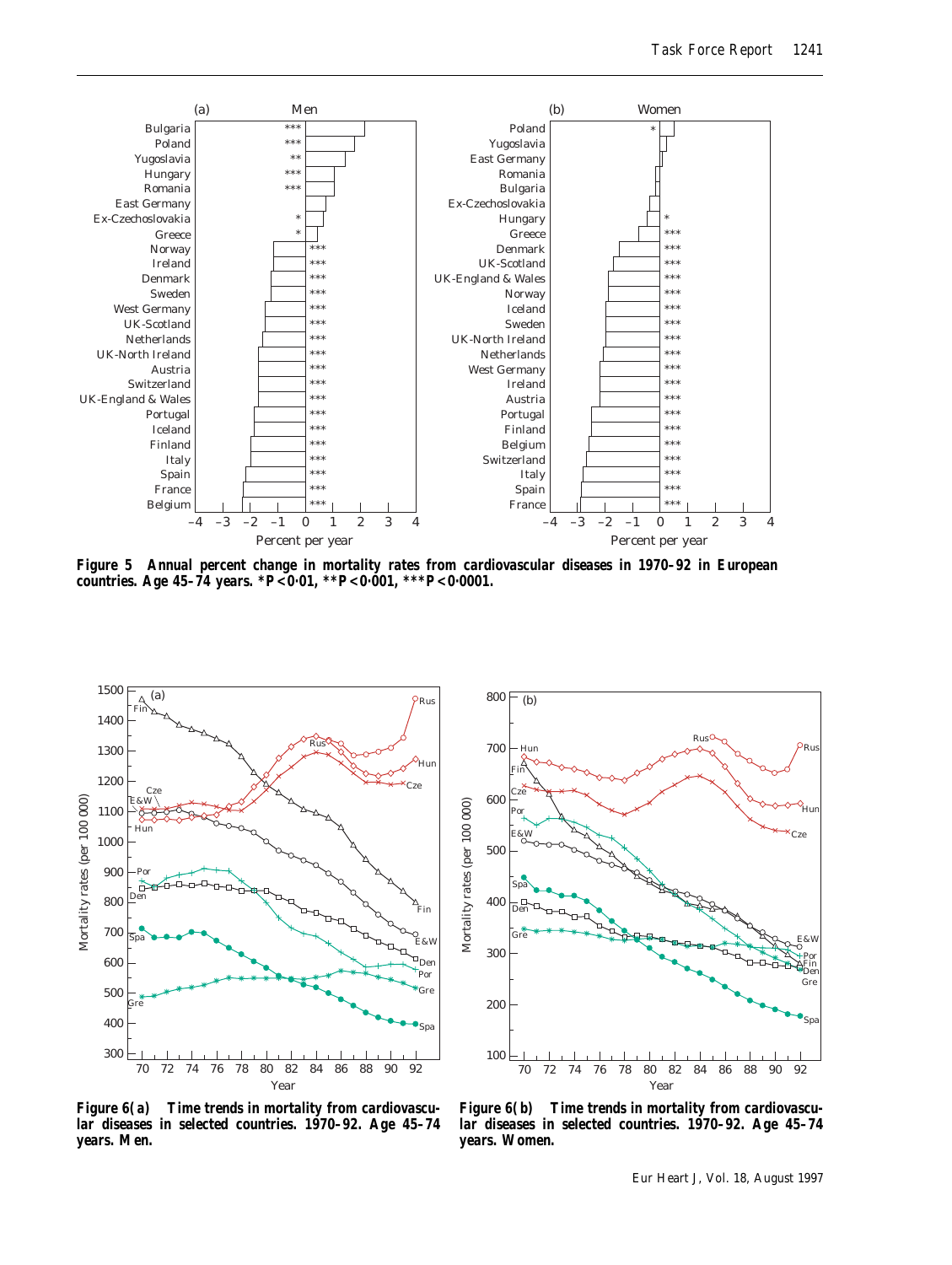**Figure 5** Annual percent change in mortality rates from cardiovascular diseases in 1970–92 in European countries. Age 45–74 years. *P<0·01, **P<0·001, ***P<0·0001.

**Figure 6(a)** Time trends in mortality from cardiovascular diseases in selected countries. 1970–92. Age 45–74 years. Men.

**Figure 6(b)** Time trends in mortality from cardiovascular diseases in selected countries. 1970–92. Age 45–74 years. Women.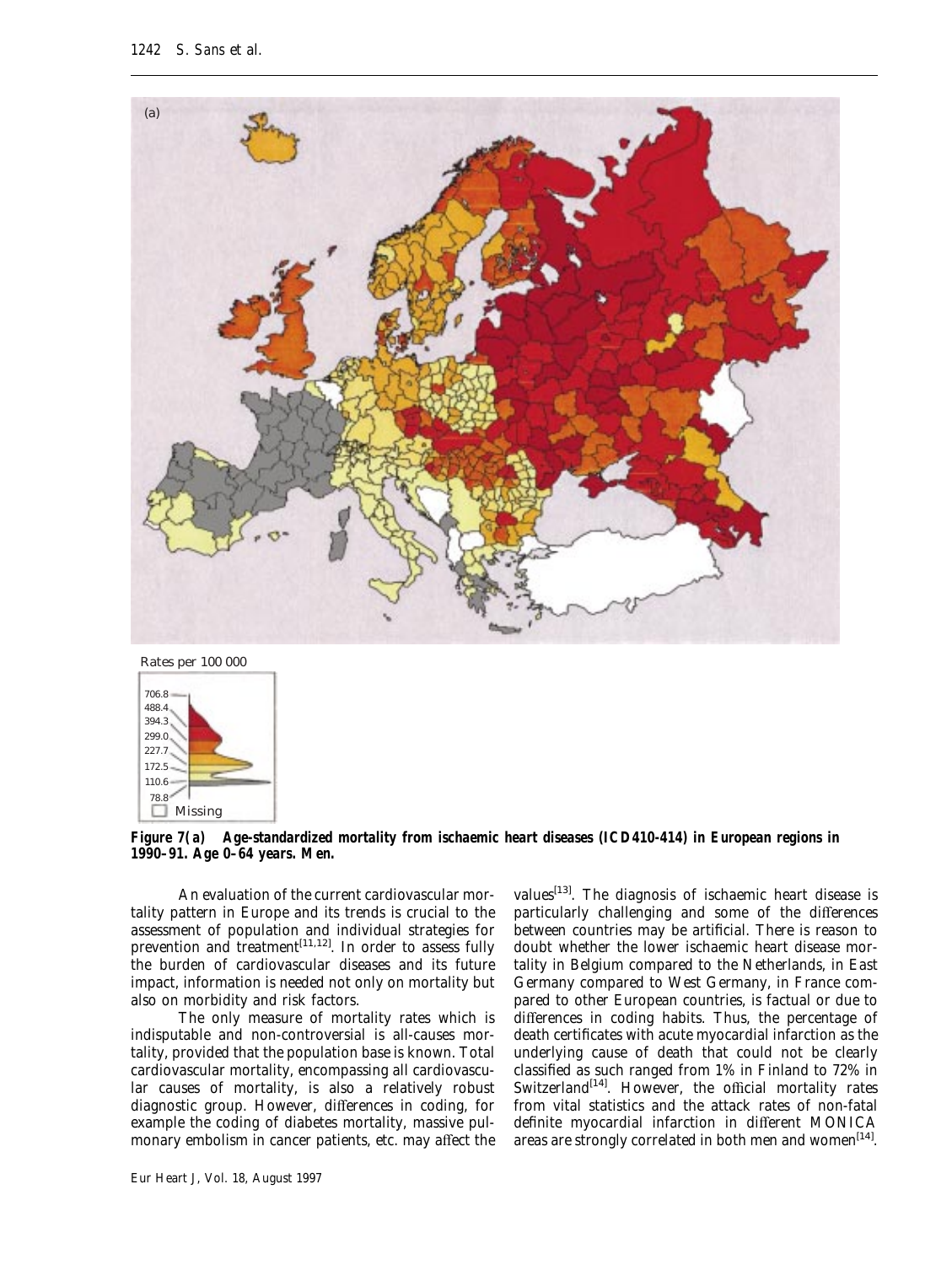(a)

Rates per 100 000

706.8
488.4
394.3
299.0
227.7
172.5
110.6
78.8
Missing

**Figure 7(a) Age-standardized mortality from ischaemic heart diseases (ICD410-414) in European regions in 1990–91. Age 0–64 years. Men.**

An evaluation of the current cardiovascular mortality pattern in Europe and its trends is crucial to the assessment of population and individual strategies for prevention and treatment[11,12]. In order to assess fully the burden of cardiovascular diseases and its future impact, information is needed not only on mortality but also on morbidity and risk factors.

The only measure of mortality rates which is indisputable and non-controversial is all-causes mortality, provided that the population base is known. Total cardiovascular mortality, encompassing all cardiovascular causes of mortality, is also a relatively robust diagnostic group. However, differences in coding, for example the coding of diabetes mortality, massive pulmonary embolism in cancer patients, etc. may affect the values[13]. The diagnosis of ischaemic heart disease is particularly challenging and some of the differences between countries may be artificial. There is reason to doubt whether the lower ischaemic heart disease mortality in Belgium compared to the Netherlands, in East Germany compared to West Germany, in France compared to other European countries, is factual or due to differences in coding habits. Thus, the percentage of death certificates with acute myocardial infarction as the underlying cause of death that could not be clearly classified as such ranged from 1% in Finland to 72% in Switzerland[14]. However, the official mortality rates from vital statistics and the attack rates of non-fatal definite myocardial infarction in different MONICA areas are strongly correlated in both men and women[14].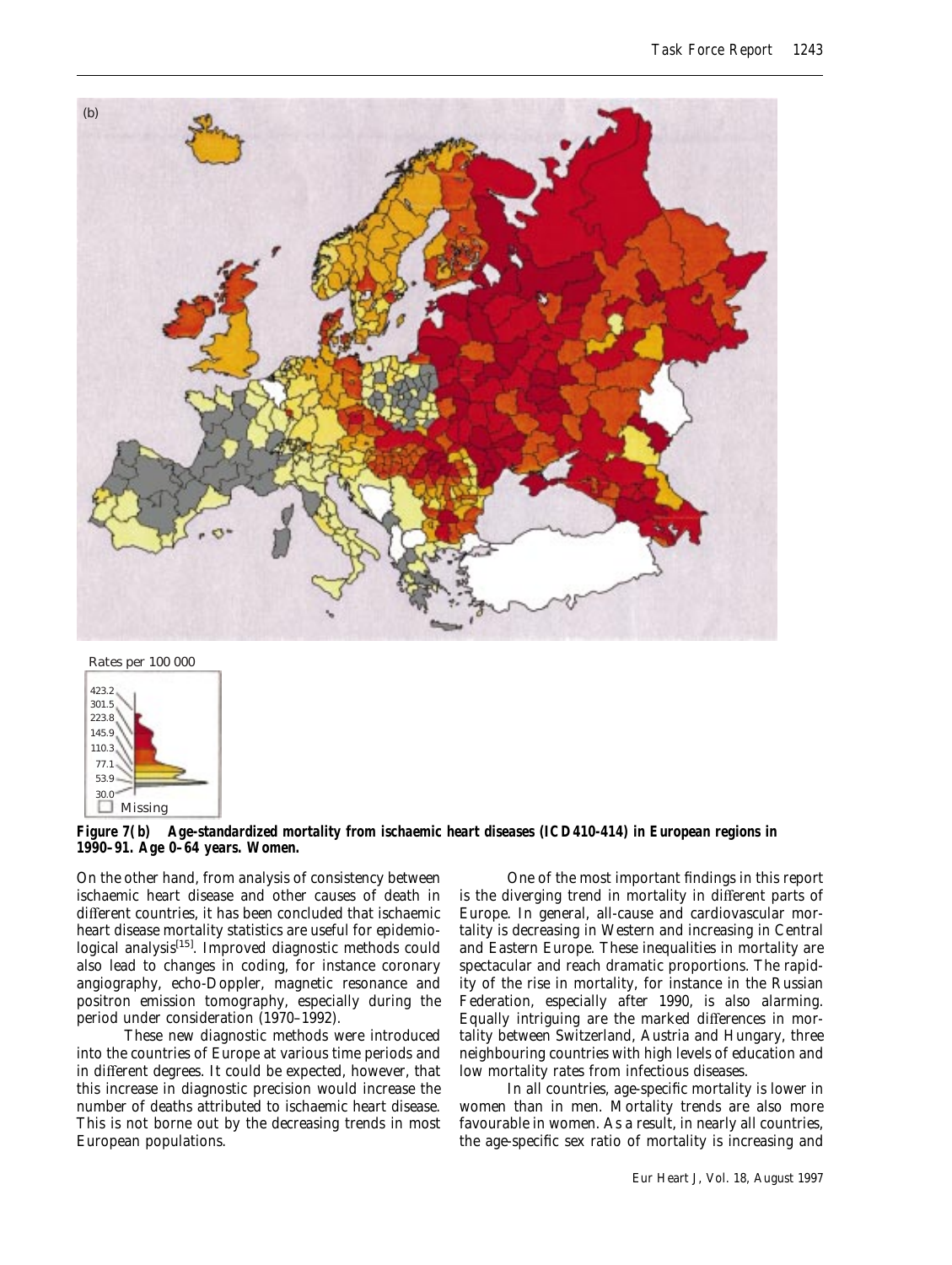(b)

Rates per 100 000

423.2
301.5
223.8
145.9
110.3
77.1
53.9
30.0
Missing

**Figure 7(b) Age-standardized mortality from ischaemic heart diseases (ICD410-414) in European regions in 1990–91. Age 0–64 years. Women.**

On the other hand, from analysis of consistency between ischaemic heart disease and other causes of death in different countries, it has been concluded that ischaemic heart disease mortality statistics are useful for epidemiological analysis[15]. Improved diagnostic methods could also lead to changes in coding, for instance coronary angiography, echo-Doppler, magnetic resonance and positron emission tomography, especially during the period under consideration (1970–1992).

These new diagnostic methods were introduced into the countries of Europe at various time periods and in different degrees. It could be expected, however, that this increase in diagnostic precision would increase the number of deaths attributed to ischaemic heart disease. This is not borne out by the decreasing trends in most European populations.

One of the most important findings in this report is the diverging trend in mortality in different parts of Europe. In general, all-cause and cardiovascular mortality is decreasing in Western and increasing in Central and Eastern Europe. These inequalities in mortality are spectacular and reach dramatic proportions. The rapidity of the rise in mortality, for instance in the Russian Federation, especially after 1990, is also alarming. Equally intriguing are the marked differences in mortality between Switzerland, Austria and Hungary, three neighbouring countries with high levels of education and low mortality rates from infectious diseases.

In all countries, age-specific mortality is lower in women than in men. Mortality trends are also more favourable in women. As a result, in nearly all countries, the age-specific sex ratio of mortality is increasing and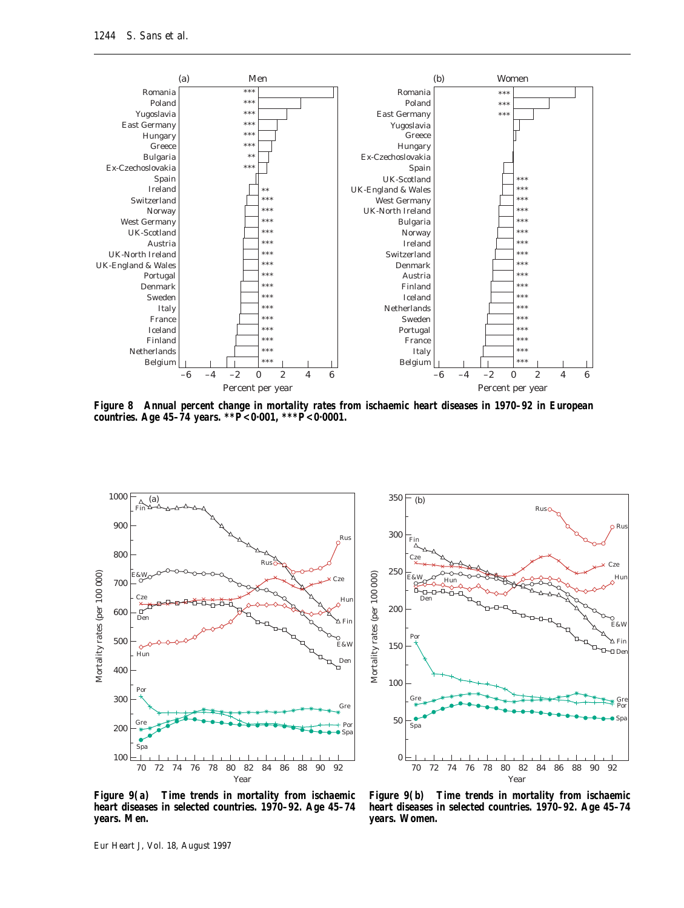**Figure 8** Annual percent change in mortality rates from ischaemic heart diseases in 1970–92 in European countries. Age 45–74 years. **P<0·001, ***P<0·0001.

**Figure 9(a)** Time trends in mortality from ischaemic heart diseases in selected countries. 1970–92. Age 45–74 years. Men.

**Figure 9(b)** Time trends in mortality from ischaemic heart diseases in selected countries. 1970–92. Age 45–74 years. Women.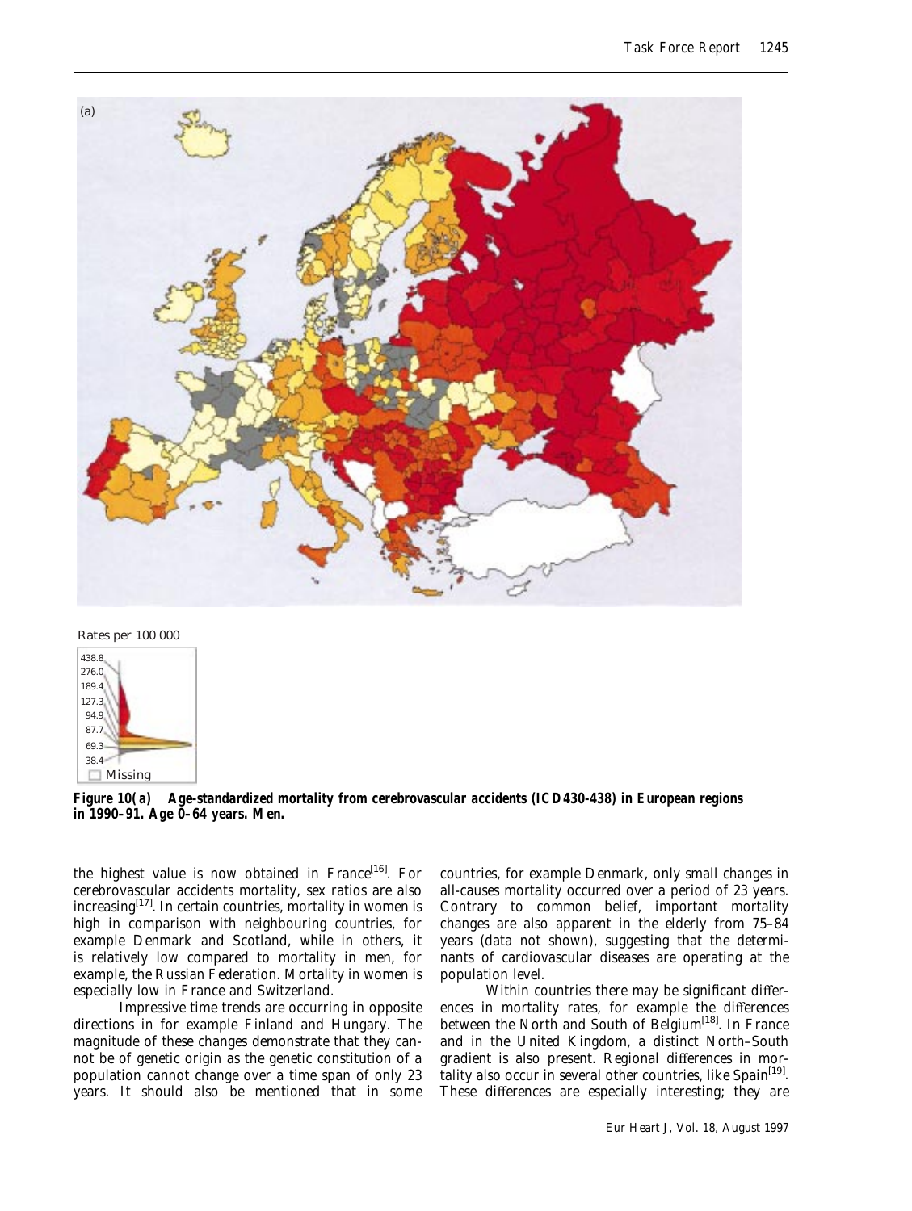Rates per 100 000

438.8
276.0
189.4
127.3
94.9
87.7
69.3
38.4
Missing

**Figure 10(a) Age-standardized mortality from cerebrovascular accidents (ICD430-438) in European regions in 1990–91. Age 0–64 years. Men.**

the highest value is now obtained in France[16]. For cerebrovascular accidents mortality, sex ratios are also increasing[17]. In certain countries, mortality in women is high in comparison with neighbouring countries, for example Denmark and Scotland, while in others, it is relatively low compared to mortality in men, for example, the Russian Federation. Mortality in women is especially low in France and Switzerland.

Impressive time trends are occurring in opposite directions in for example Finland and Hungary. The magnitude of these changes demonstrate that they cannot be of genetic origin as the genetic constitution of a population cannot change over a time span of only 23 years. It should also be mentioned that in some countries, for example Denmark, only small changes in all-causes mortality occurred over a period of 23 years. Contrary to common belief, important mortality changes are also apparent in the elderly from 75–84 years (data not shown), suggesting that the determinants of cardiovascular diseases are operating at the population level.

Within countries there may be significant differences in mortality rates, for example the differences between the North and South of Belgium[18]. In France and in the United Kingdom, a distinct North–South gradient is also present. Regional differences in mortality also occur in several other countries, like Spain[19]. These differences are especially interesting; they are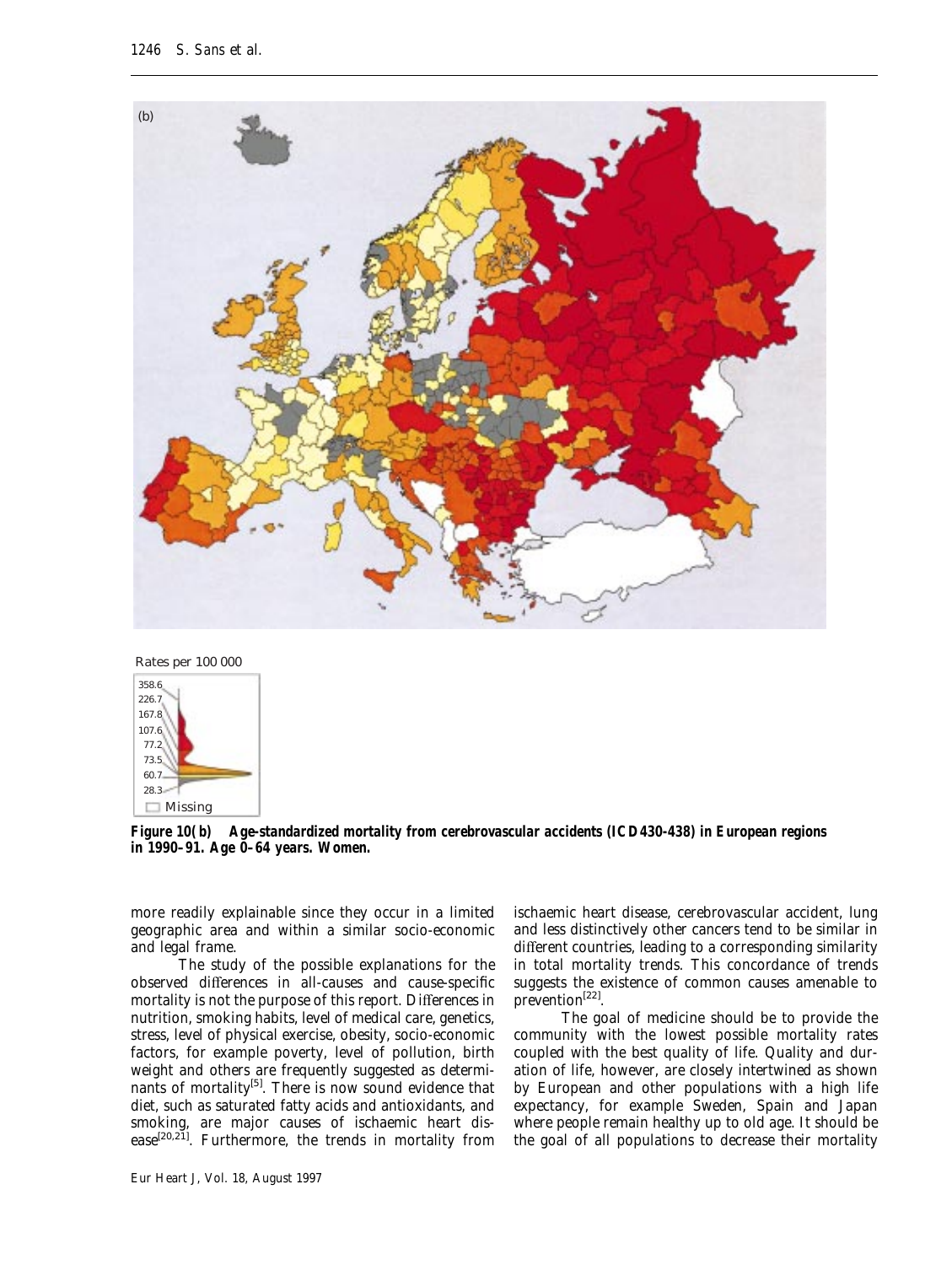Rates per 100 000

358.6
226.7
167.8
107.6
77.2
73.5
60.7
28.3
Missing

**Figure 10(b) Age-standardized mortality from cerebrovascular accidents (ICD430-438) in European regions in 1990–91. Age 0–64 years. Women.**

more readily explainable since they occur in a limited geographic area and within a similar socio-economic and legal frame.

The study of the possible explanations for the observed differences in all-causes and cause-specific mortality is not the purpose of this report. Differences in nutrition, smoking habits, level of medical care, genetics, stress, level of physical exercise, obesity, socio-economic factors, for example poverty, level of pollution, birth weight and others are frequently suggested as determinants of mortality[5]. There is now sound evidence that diet, such as saturated fatty acids and antioxidants, and smoking, are major causes of ischaemic heart disease[20,21]. Furthermore, the trends in mortality from ischaemic heart disease, cerebrovascular accident, lung and less distinctively other cancers tend to be similar in different countries, leading to a corresponding similarity in total mortality trends. This concordance of trends suggests the existence of common causes amenable to prevention[22].

The goal of medicine should be to provide the community with the lowest possible mortality rates coupled with the best quality of life. Quality and duration of life, however, are closely intertwined as shown by European and other populations with a high life expectancy, for example Sweden, Spain and Japan where people remain healthy up to old age. It should be the goal of all populations to decrease their mortality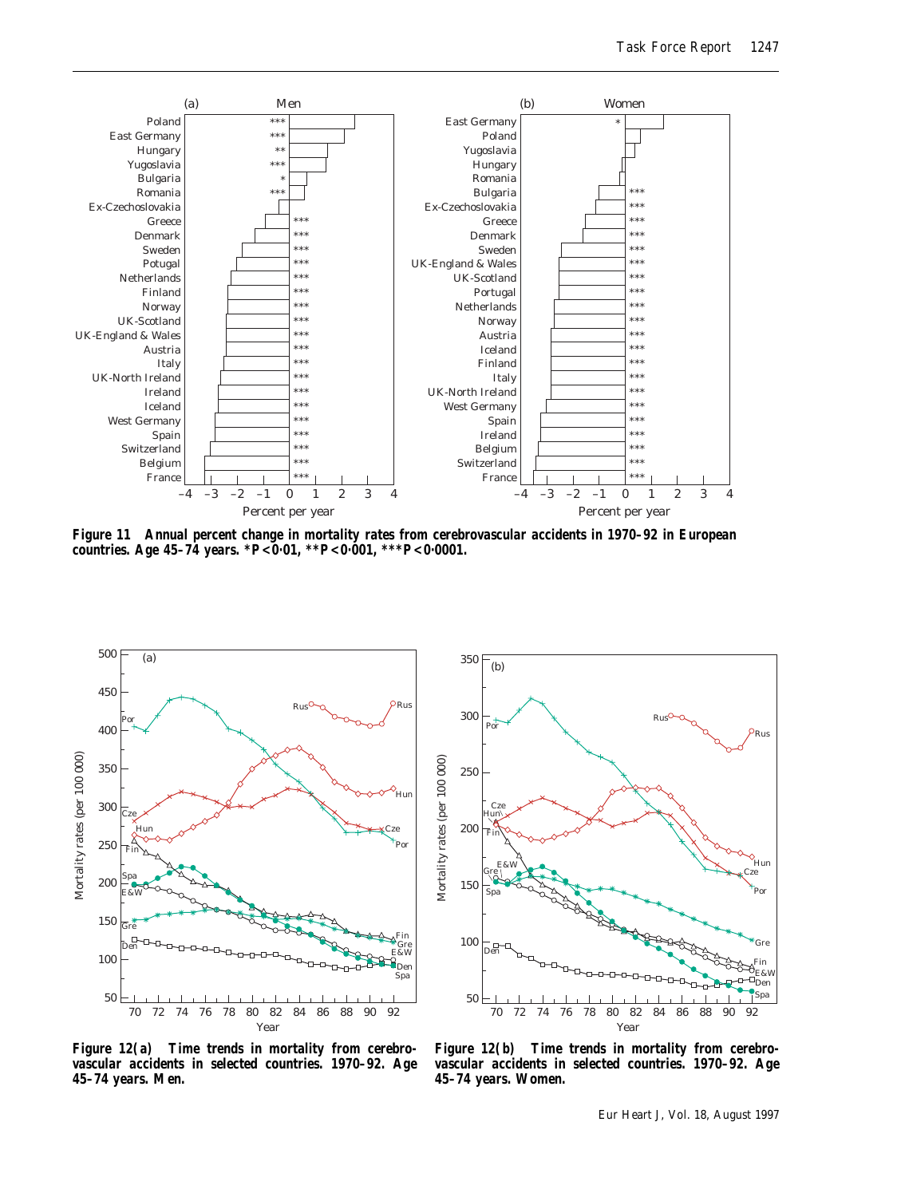**Figure 11 Annual percent change in mortality rates from cerebrovascular accidents in 1970–92 in European countries. Age 45–74 years. *P<0·01, **P<0·001, ***P<0·0001.**

**Figure 12(a) Time trends in mortality from cerebrovascular accidents in selected countries. 1970–92. Age 45–74 years. Men.**

**Figure 12(b) Time trends in mortality from cerebrovascular accidents in selected countries. 1970–92. Age 45–74 years. Women.**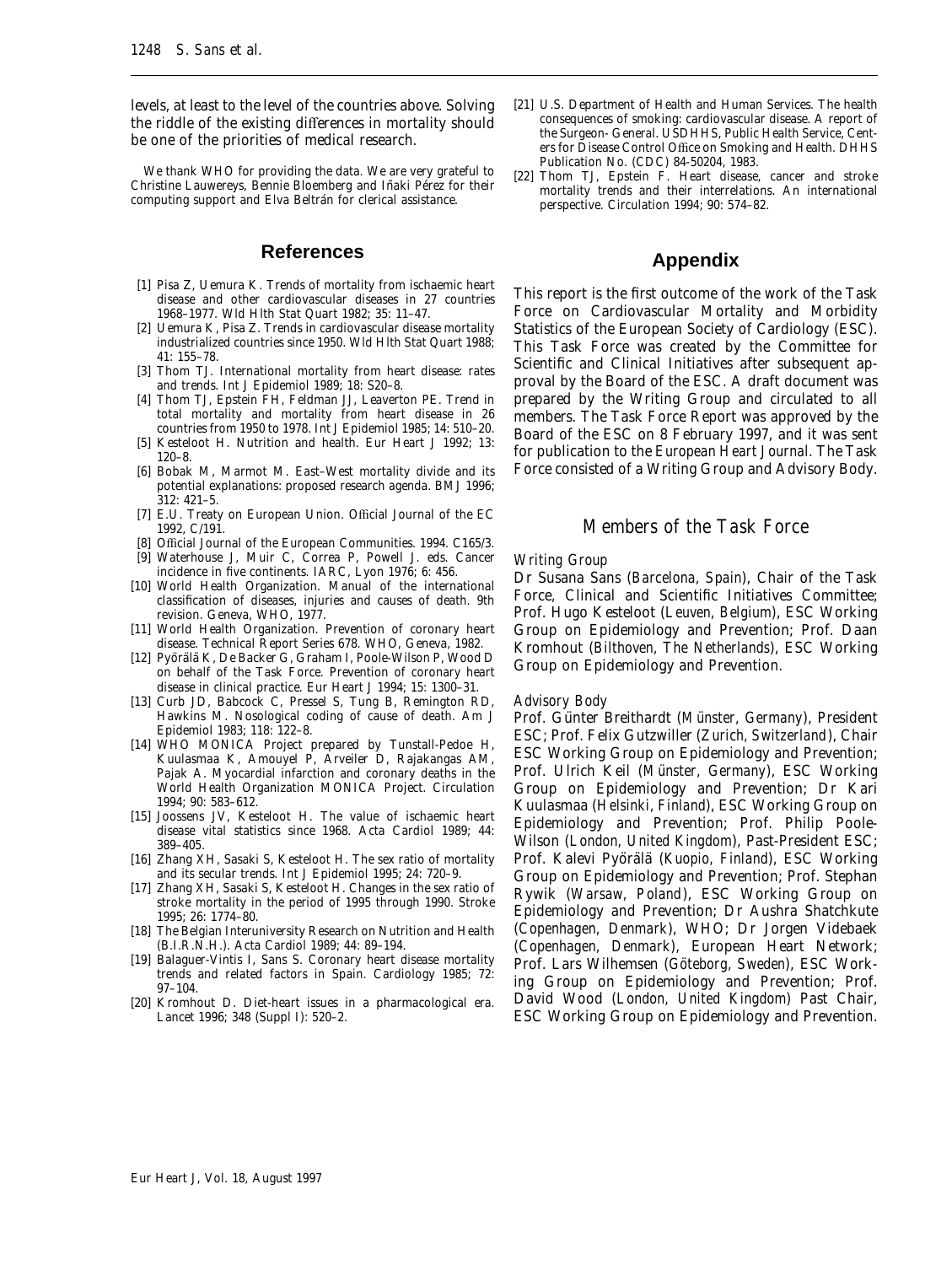levels, at least to the level of the countries above. Solving the riddle of the existing differences in mortality should be one of the priorities of medical research.

We thank WHO for providing the data. We are very grateful to Christine Lauwereys, Bennie Bloemberg and Iñaki Pérez for their computing support and Elva Beltrán for clerical assistance.

## References

[1] Pisa Z, Uemura K. Trends of mortality from ischaemic heart disease and other cardiovascular diseases in 27 countries 1968–1977. Wld Hlth Stat Quart 1982; 35: 11–47.

[2] Uemura K, Pisa Z. Trends in cardiovascular disease mortality industrialized countries since 1950. Wld Hlth Stat Quart 1988; 41: 155–78.

[3] Thom TJ. International mortality from heart disease: rates and trends. Int J Epidemiol 1989; 18: S20–8.

[4] Thom TJ, Epstein FH, Feldman JJ, Leaverton PE. Trend in total mortality and mortality from heart disease in 26 countries from 1950 to 1978. Int J Epidemiol 1985; 14: 510–20.

[5] Kesteloot H. Nutrition and health. Eur Heart J 1992; 13: 120–8.

[6] Bobak M, Marmot M. East–West mortality divide and its potential explanations: proposed research agenda. BMJ 1996; 312: 421–5.

[7] E.U. Treaty on European Union. Official Journal of the EC 1992, C/191.

[8] Official Journal of the European Communities. 1994. C165/3.

[9] Waterhouse J, Muir C, Correa P, Powell J. eds. Cancer incidence in five continents. IARC, Lyon 1976; 6: 456.

[10] World Health Organization. Manual of the international classification of diseases, injuries and causes of death. 9th revision. Geneva, WHO, 1977.

[11] World Health Organization. Prevention of coronary heart disease. Technical Report Series 678. WHO, Geneva, 1982.

[12] Pyörälä K, De Backer G, Graham I, Poole-Wilson P, Wood D on behalf of the Task Force. Prevention of coronary heart disease in clinical practice. Eur Heart J 1994; 15: 1300–31.

[13] Curb JD, Babcock C, Pressel S, Tung B, Remington RD, Hawkins M. Nosological coding of cause of death. Am J Epidemiol 1983; 118: 122–8.

[14] WHO MONICA Project prepared by Tunstall-Pedoe H, Kuulasmaa K, Amouyel P, Arveiler D, Rajakangas AM, Pajak A. Myocardial infarction and coronary deaths in the World Health Organization MONICA Project. Circulation 1994; 90: 583–612.

[15] Joossens JV, Kesteloot H. The value of ischaemic heart disease vital statistics since 1968. Acta Cardiol 1989; 44: 389–405.

[16] Zhang XH, Sasaki S, Kesteloot H. The sex ratio of mortality and its secular trends. Int J Epidemiol 1995; 24: 720–9.

[17] Zhang XH, Sasaki S, Kesteloot H. Changes in the sex ratio of stroke mortality in the period of 1995 through 1990. Stroke 1995; 26: 1774–80.

[18] The Belgian Interuniversity Research on Nutrition and Health (B.I.R.N.H.). Acta Cardiol 1989; 44: 89–194.

[19] Balaguer-Vintis I, Sans S. Coronary heart disease mortality trends and related factors in Spain. Cardiology 1985; 72: 97–104.

[20] Kromhout D. Diet-heart issues in a pharmacological era. Lancet 1996; 348 (Suppl I): 520–2.

[21] U.S. Department of Health and Human Services. The health consequences of smoking: cardiovascular disease. A report of the Surgeon- General. USDHHS, Public Health Service, Centers for Disease Control Office on Smoking and Health. DHHS Publication No. (CDC) 84-50204, 1983.

[22] Thom TJ, Epstein F. Heart disease, cancer and stroke mortality trends and their interrelations. An international perspective. Circulation 1994; 90: 574–82.

## Appendix

This report is the first outcome of the work of the Task Force on Cardiovascular Mortality and Morbidity Statistics of the European Society of Cardiology (ESC). This Task Force was created by the Committee for Scientific and Clinical Initiatives after subsequent approval by the Board of the ESC. A draft document was prepared by the Writing Group and circulated to all members. The Task Force Report was approved by the Board of the ESC on 8 February 1997, and it was sent for publication to the *European Heart Journal*. The Task Force consisted of a Writing Group and Advisory Body.

### *Members of the Task Force*

*Writing Group*

Dr Susana Sans (*Barcelona, Spain*), Chair of the Task Force, Clinical and Scientific Initiatives Committee; Prof. Hugo Kesteloot (*Leuven, Belgium*), ESC Working Group on Epidemiology and Prevention; Prof. Daan Kromhout (*Bilthoven, The Netherlands*), ESC Working Group on Epidemiology and Prevention.

*Advisory Body*

Prof. Günter Breithardt (*Münster, Germany*), President ESC; Prof. Felix Gutzwiller (*Zurich, Switzerland*), Chair ESC Working Group on Epidemiology and Prevention; Prof. Ulrich Keil (*Münster, Germany*), ESC Working Group on Epidemiology and Prevention; Dr Kari Kuulasmaa (*Helsinki, Finland*), ESC Working Group on Epidemiology and Prevention; Prof. Philip Poole-Wilson (*London, United Kingdom*), Past-President ESC; Prof. Kalevi Pyörälä (*Kuopio, Finland*), ESC Working Group on Epidemiology and Prevention; Prof. Stephan Rywik (*Warsaw, Poland*), ESC Working Group on Epidemiology and Prevention; Dr Aushra Shatchkute (*Copenhagen, Denmark*), WHO; Dr Jorgen Videbaek (*Copenhagen, Denmark*), European Heart Network; Prof. Lars Wilhemsen (*Göteborg, Sweden*), ESC Working Group on Epidemiology and Prevention; Prof. David Wood (*London, United Kingdom*) Past Chair, ESC Working Group on Epidemiology and Prevention.